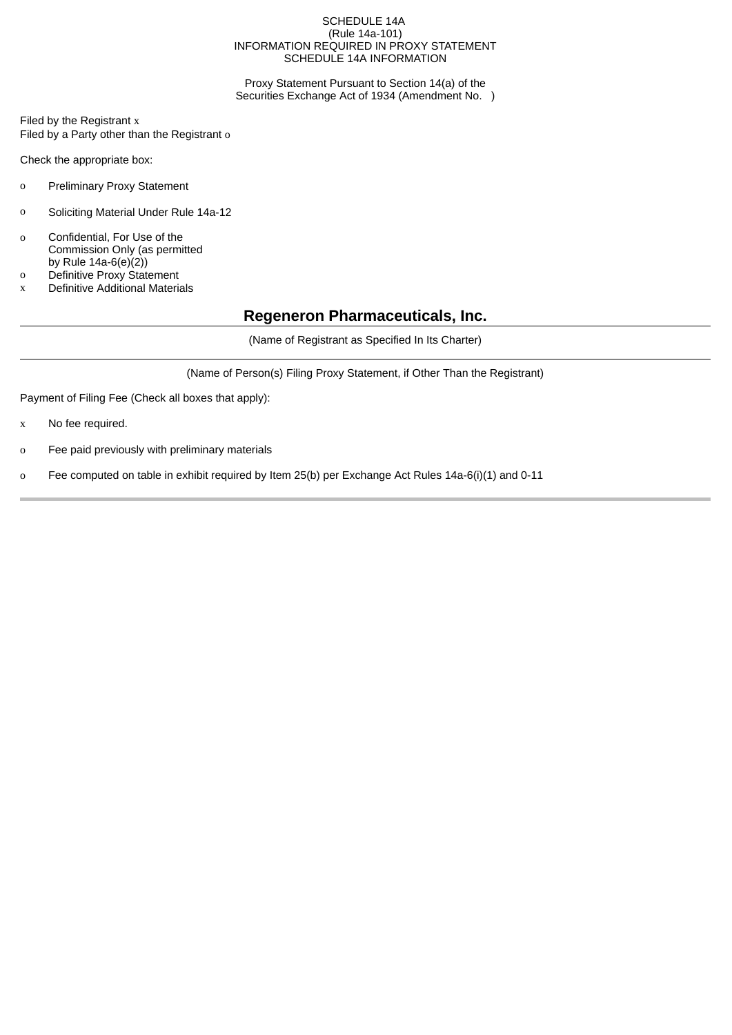SCHEDULE 14A
(Rule 14a-101)
INFORMATION REQUIRED IN PROXY STATEMENT
SCHEDULE 14A INFORMATION

Proxy Statement Pursuant to Section 14(a) of the
Securities Exchange Act of 1934 (Amendment No. )

Filed by the Registrant x
Filed by a Party other than the Registrant o

Check the appropriate box:

o Preliminary Proxy Statement

o Soliciting Material Under Rule 14a-12

o Confidential, For Use of the Commission Only (as permitted by Rule 14a-6(e)(2))
o Definitive Proxy Statement
x Definitive Additional Materials

**Regeneron Pharmaceuticals, Inc.**

(Name of Registrant as Specified In Its Charter)

(Name of Person(s) Filing Proxy Statement, if Other Than the Registrant)

Payment of Filing Fee (Check all boxes that apply):

x No fee required.

o Fee paid previously with preliminary materials

o Fee computed on table in exhibit required by Item 25(b) per Exchange Act Rules 14a-6(i)(1) and 0-11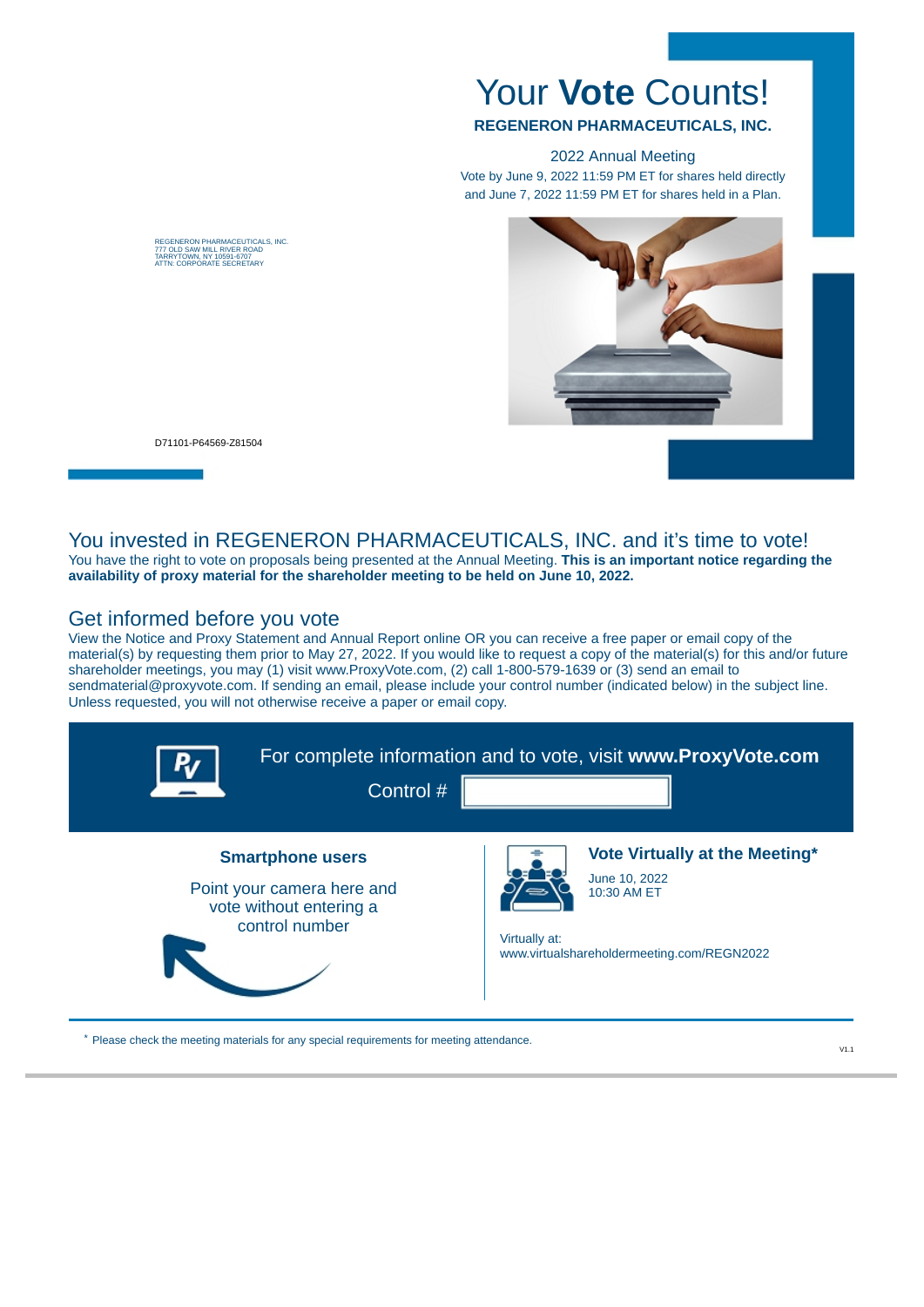# Your **Vote** Counts!

**REGENERON PHARMACEUTICALS, INC.**

2022 Annual Meeting

Vote by June 9, 2022 11:59 PM ET for shares held directly and June 7, 2022 11:59 PM ET for shares held in a Plan.

REGENERON PHARMACEUTICALS, INC.
777 OLD SAW MILL RIVER ROAD
TARRYTOWN, NY 10591-6707
ATTN: CORPORATE SECRETARY

D71101-P64569-Z81504

## You invested in REGENERON PHARMACEUTICALS, INC. and it's time to vote!

You have the right to vote on proposals being presented at the Annual Meeting. **This is an important notice regarding the availability of proxy material for the shareholder meeting to be held on June 10, 2022.**

## Get informed before you vote

View the Notice and Proxy Statement and Annual Report online OR you can receive a free paper or email copy of the material(s) by requesting them prior to May 27, 2022. If you would like to request a copy of the material(s) for this and/or future shareholder meetings, you may (1) visit www.ProxyVote.com, (2) call 1-800-579-1639 or (3) send an email to sendmaterial@proxyvote.com. If sending an email, please include your control number (indicated below) in the subject line. Unless requested, you will not otherwise receive a paper or email copy.

For complete information and to vote, visit **www.ProxyVote.com**

Control #

**Smartphone users**

Point your camera here and vote without entering a control number

**Vote Virtually at the Meeting***

June 10, 2022
10:30 AM ET

Virtually at:
www.virtualshareholdermeeting.com/REGN2022

* Please check the meeting materials for any special requirements for meeting attendance.

V1.1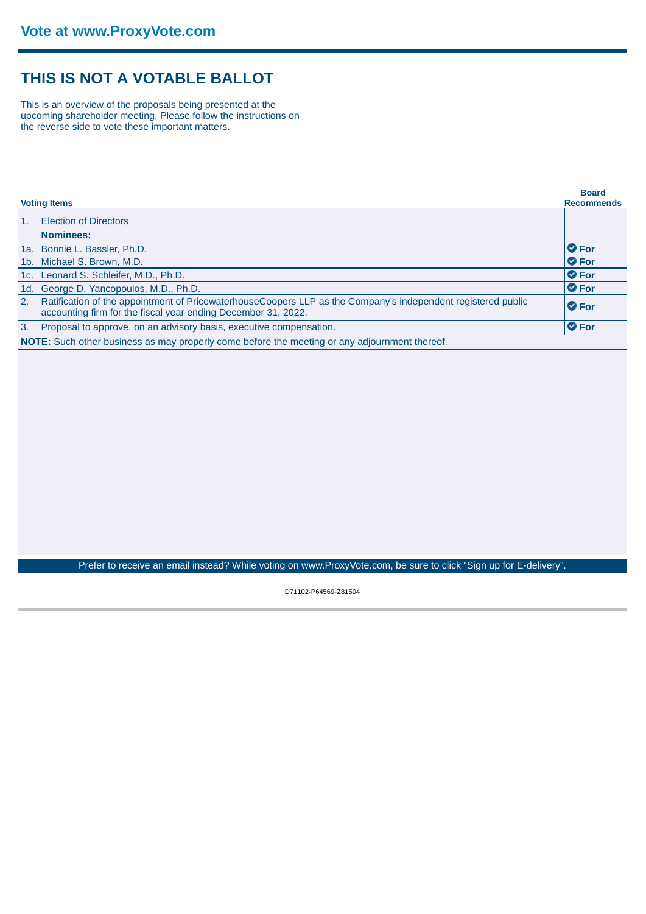## Vote at www.ProxyVote.com

# THIS IS NOT A VOTABLE BALLOT

This is an overview of the proposals being presented at the upcoming shareholder meeting. Please follow the instructions on the reverse side to vote these important matters.

| Voting Items | Board Recommends |
|---|---|
| 1. Election of Directors | |
| **Nominees:** | |
| 1a. Bonnie L. Bassler, Ph.D. | For |
| 1b. Michael S. Brown, M.D. | For |
| 1c. Leonard S. Schleifer, M.D., Ph.D. | For |
| 1d. George D. Yancopoulos, M.D., Ph.D. | For |
| 2. Ratification of the appointment of PricewaterhouseCoopers LLP as the Company's independent registered public accounting firm for the fiscal year ending December 31, 2022. | For |
| 3. Proposal to approve, on an advisory basis, executive compensation. | For |

**NOTE:** Such other business as may properly come before the meeting or any adjournment thereof.

Prefer to receive an email instead? While voting on www.ProxyVote.com, be sure to click "Sign up for E-delivery".

D71102-P64569-Z81504